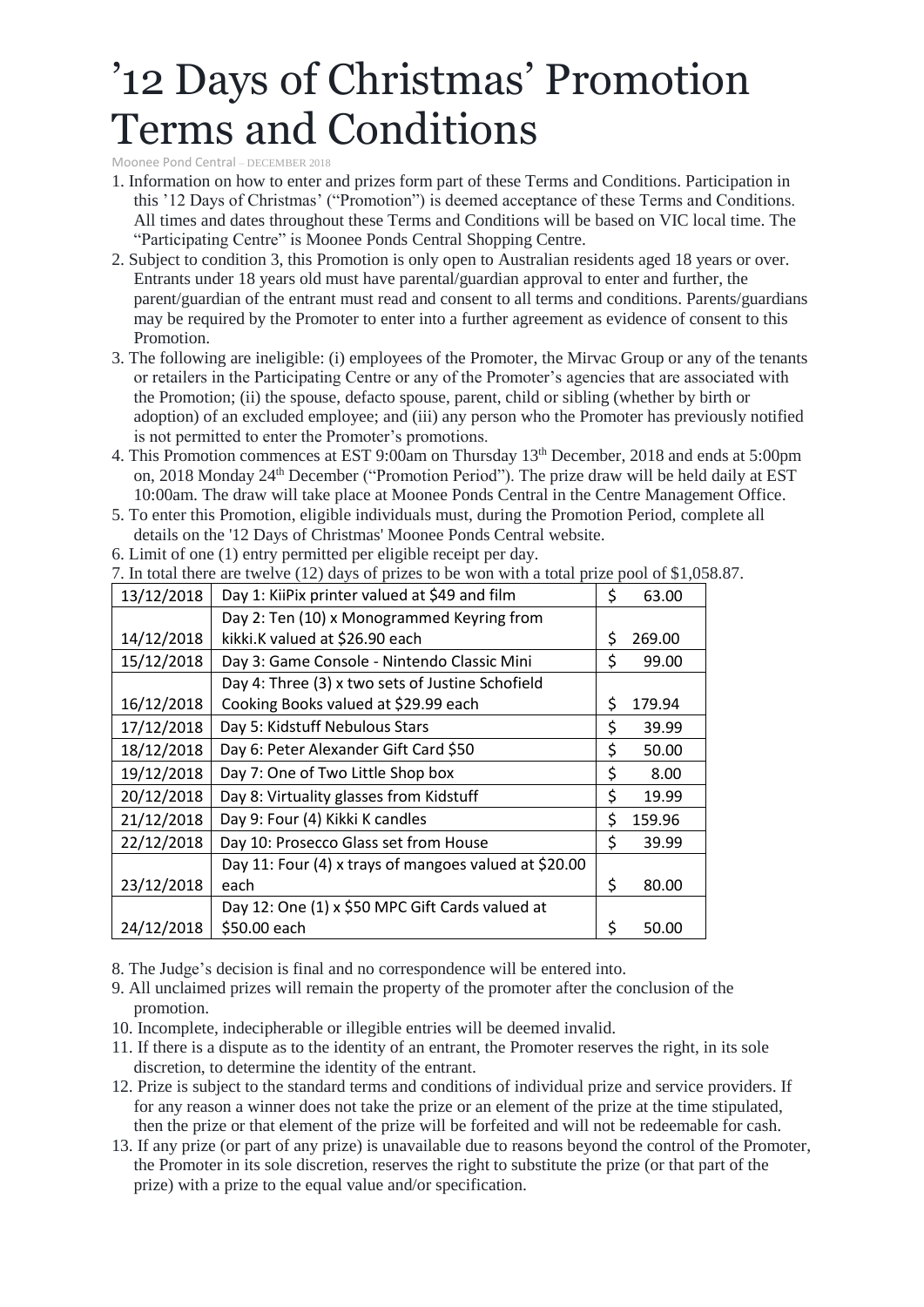# ’12 Days of Christmas’ Promotion Terms and Conditions

Moonee Pond Central – DECEMBER 2018

1. Information on how to enter and prizes form part of these Terms and Conditions. Participation in this ’12 Days of Christmas’ (“Promotion”) is deemed acceptance of these Terms and Conditions. All times and dates throughout these Terms and Conditions will be based on VIC local time. The “Participating Centre” is Moonee Ponds Central Shopping Centre.
2. Subject to condition 3, this Promotion is only open to Australian residents aged 18 years or over. Entrants under 18 years old must have parental/guardian approval to enter and further, the parent/guardian of the entrant must read and consent to all terms and conditions. Parents/guardians may be required by the Promoter to enter into a further agreement as evidence of consent to this Promotion.
3. The following are ineligible: (i) employees of the Promoter, the Mirvac Group or any of the tenants or retailers in the Participating Centre or any of the Promoter’s agencies that are associated with the Promotion; (ii) the spouse, defacto spouse, parent, child or sibling (whether by birth or adoption) of an excluded employee; and (iii) any person who the Promoter has previously notified is not permitted to enter the Promoter’s promotions.
4. This Promotion commences at EST 9:00am on Thursday 13th December, 2018 and ends at 5:00pm on, 2018 Monday 24th December (“Promotion Period”). The prize draw will be held daily at EST 10:00am. The draw will take place at Moonee Ponds Central in the Centre Management Office.
5. To enter this Promotion, eligible individuals must, during the Promotion Period, complete all details on the '12 Days of Christmas' Moonee Ponds Central website.
6. Limit of one (1) entry permitted per eligible receipt per day.
7. In total there are twelve (12) days of prizes to be won with a total prize pool of $1,058.87.

| | | |
|---|---|---|
| 13/12/2018 | Day 1: KiiPix printer valued at $49 and film | $ 63.00 |
| 14/12/2018 | Day 2: Ten (10) x Monogrammed Keyring from kikki.K valued at $26.90 each | $ 269.00 |
| 15/12/2018 | Day 3: Game Console - Nintendo Classic Mini | $ 99.00 |
| 16/12/2018 | Day 4: Three (3) x two sets of Justine Schofield Cooking Books valued at $29.99 each | $ 179.94 |
| 17/12/2018 | Day 5: Kidstuff Nebulous Stars | $ 39.99 |
| 18/12/2018 | Day 6: Peter Alexander Gift Card $50 | $ 50.00 |
| 19/12/2018 | Day 7: One of Two Little Shop box | $ 8.00 |
| 20/12/2018 | Day 8: Virtuality glasses from Kidstuff | $ 19.99 |
| 21/12/2018 | Day 9: Four (4) Kikki K candles | $ 159.96 |
| 22/12/2018 | Day 10: Prosecco Glass set from House | $ 39.99 |
| 23/12/2018 | Day 11: Four (4) x trays of mangoes valued at $20.00 each | $ 80.00 |
| 24/12/2018 | Day 12: One (1) x $50 MPC Gift Cards valued at $50.00 each | $ 50.00 |

8. The Judge’s decision is final and no correspondence will be entered into.
9. All unclaimed prizes will remain the property of the promoter after the conclusion of the promotion.
10. Incomplete, indecipherable or illegible entries will be deemed invalid.
11. If there is a dispute as to the identity of an entrant, the Promoter reserves the right, in its sole discretion, to determine the identity of the entrant.
12. Prize is subject to the standard terms and conditions of individual prize and service providers. If for any reason a winner does not take the prize or an element of the prize at the time stipulated, then the prize or that element of the prize will be forfeited and will not be redeemable for cash.
13. If any prize (or part of any prize) is unavailable due to reasons beyond the control of the Promoter, the Promoter in its sole discretion, reserves the right to substitute the prize (or that part of the prize) with a prize to the equal value and/or specification.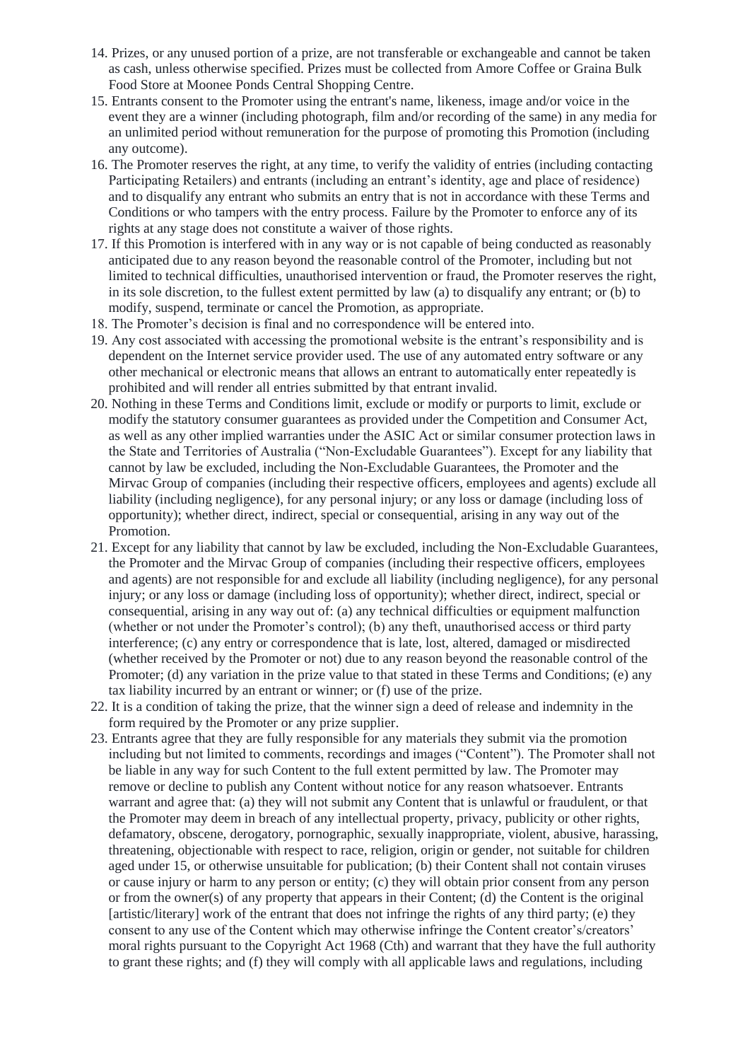14. Prizes, or any unused portion of a prize, are not transferable or exchangeable and cannot be taken as cash, unless otherwise specified. Prizes must be collected from Amore Coffee or Graina Bulk Food Store at Moonee Ponds Central Shopping Centre.
15. Entrants consent to the Promoter using the entrant's name, likeness, image and/or voice in the event they are a winner (including photograph, film and/or recording of the same) in any media for an unlimited period without remuneration for the purpose of promoting this Promotion (including any outcome).
16. The Promoter reserves the right, at any time, to verify the validity of entries (including contacting Participating Retailers) and entrants (including an entrant's identity, age and place of residence) and to disqualify any entrant who submits an entry that is not in accordance with these Terms and Conditions or who tampers with the entry process. Failure by the Promoter to enforce any of its rights at any stage does not constitute a waiver of those rights.
17. If this Promotion is interfered with in any way or is not capable of being conducted as reasonably anticipated due to any reason beyond the reasonable control of the Promoter, including but not limited to technical difficulties, unauthorised intervention or fraud, the Promoter reserves the right, in its sole discretion, to the fullest extent permitted by law (a) to disqualify any entrant; or (b) to modify, suspend, terminate or cancel the Promotion, as appropriate.
18. The Promoter's decision is final and no correspondence will be entered into.
19. Any cost associated with accessing the promotional website is the entrant's responsibility and is dependent on the Internet service provider used. The use of any automated entry software or any other mechanical or electronic means that allows an entrant to automatically enter repeatedly is prohibited and will render all entries submitted by that entrant invalid.
20. Nothing in these Terms and Conditions limit, exclude or modify or purports to limit, exclude or modify the statutory consumer guarantees as provided under the Competition and Consumer Act, as well as any other implied warranties under the ASIC Act or similar consumer protection laws in the State and Territories of Australia ("Non-Excludable Guarantees"). Except for any liability that cannot by law be excluded, including the Non-Excludable Guarantees, the Promoter and the Mirvac Group of companies (including their respective officers, employees and agents) exclude all liability (including negligence), for any personal injury; or any loss or damage (including loss of opportunity); whether direct, indirect, special or consequential, arising in any way out of the Promotion.
21. Except for any liability that cannot by law be excluded, including the Non-Excludable Guarantees, the Promoter and the Mirvac Group of companies (including their respective officers, employees and agents) are not responsible for and exclude all liability (including negligence), for any personal injury; or any loss or damage (including loss of opportunity); whether direct, indirect, special or consequential, arising in any way out of: (a) any technical difficulties or equipment malfunction (whether or not under the Promoter's control); (b) any theft, unauthorised access or third party interference; (c) any entry or correspondence that is late, lost, altered, damaged or misdirected (whether received by the Promoter or not) due to any reason beyond the reasonable control of the Promoter; (d) any variation in the prize value to that stated in these Terms and Conditions; (e) any tax liability incurred by an entrant or winner; or (f) use of the prize.
22. It is a condition of taking the prize, that the winner sign a deed of release and indemnity in the form required by the Promoter or any prize supplier.
23. Entrants agree that they are fully responsible for any materials they submit via the promotion including but not limited to comments, recordings and images ("Content"). The Promoter shall not be liable in any way for such Content to the full extent permitted by law. The Promoter may remove or decline to publish any Content without notice for any reason whatsoever. Entrants warrant and agree that: (a) they will not submit any Content that is unlawful or fraudulent, or that the Promoter may deem in breach of any intellectual property, privacy, publicity or other rights, defamatory, obscene, derogatory, pornographic, sexually inappropriate, violent, abusive, harassing, threatening, objectionable with respect to race, religion, origin or gender, not suitable for children aged under 15, or otherwise unsuitable for publication; (b) their Content shall not contain viruses or cause injury or harm to any person or entity; (c) they will obtain prior consent from any person or from the owner(s) of any property that appears in their Content; (d) the Content is the original [artistic/literary] work of the entrant that does not infringe the rights of any third party; (e) they consent to any use of the Content which may otherwise infringe the Content creator's/creators' moral rights pursuant to the Copyright Act 1968 (Cth) and warrant that they have the full authority to grant these rights; and (f) they will comply with all applicable laws and regulations, including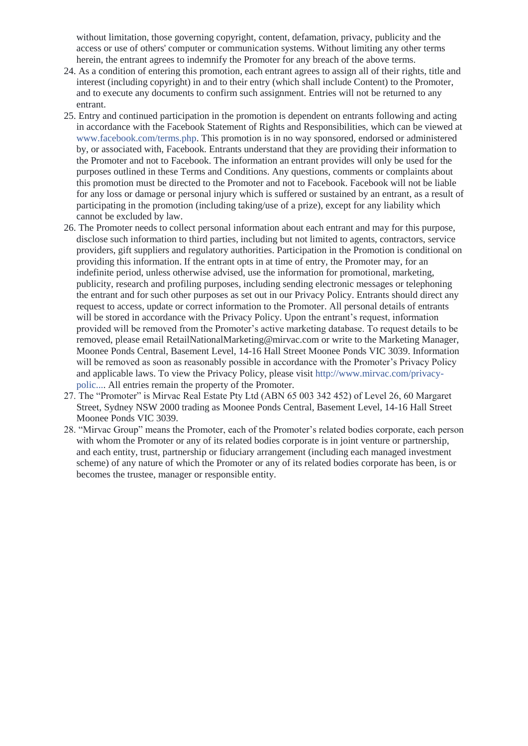without limitation, those governing copyright, content, defamation, privacy, publicity and the access or use of others' computer or communication systems. Without limiting any other terms herein, the entrant agrees to indemnify the Promoter for any breach of the above terms.

24. As a condition of entering this promotion, each entrant agrees to assign all of their rights, title and interest (including copyright) in and to their entry (which shall include Content) to the Promoter, and to execute any documents to confirm such assignment. Entries will not be returned to any entrant.
25. Entry and continued participation in the promotion is dependent on entrants following and acting in accordance with the Facebook Statement of Rights and Responsibilities, which can be viewed at www.facebook.com/terms.php. This promotion is in no way sponsored, endorsed or administered by, or associated with, Facebook. Entrants understand that they are providing their information to the Promoter and not to Facebook. The information an entrant provides will only be used for the purposes outlined in these Terms and Conditions. Any questions, comments or complaints about this promotion must be directed to the Promoter and not to Facebook. Facebook will not be liable for any loss or damage or personal injury which is suffered or sustained by an entrant, as a result of participating in the promotion (including taking/use of a prize), except for any liability which cannot be excluded by law.
26. The Promoter needs to collect personal information about each entrant and may for this purpose, disclose such information to third parties, including but not limited to agents, contractors, service providers, gift suppliers and regulatory authorities. Participation in the Promotion is conditional on providing this information. If the entrant opts in at time of entry, the Promoter may, for an indefinite period, unless otherwise advised, use the information for promotional, marketing, publicity, research and profiling purposes, including sending electronic messages or telephoning the entrant and for such other purposes as set out in our Privacy Policy. Entrants should direct any request to access, update or correct information to the Promoter. All personal details of entrants will be stored in accordance with the Privacy Policy. Upon the entrant's request, information provided will be removed from the Promoter's active marketing database. To request details to be removed, please email RetailNationalMarketing@mirvac.com or write to the Marketing Manager, Moonee Ponds Central, Basement Level, 14-16 Hall Street Moonee Ponds VIC 3039. Information will be removed as soon as reasonably possible in accordance with the Promoter's Privacy Policy and applicable laws. To view the Privacy Policy, please visit http://www.mirvac.com/privacy-polic.... All entries remain the property of the Promoter.
27. The "Promoter" is Mirvac Real Estate Pty Ltd (ABN 65 003 342 452) of Level 26, 60 Margaret Street, Sydney NSW 2000 trading as Moonee Ponds Central, Basement Level, 14-16 Hall Street Moonee Ponds VIC 3039.
28. "Mirvac Group" means the Promoter, each of the Promoter's related bodies corporate, each person with whom the Promoter or any of its related bodies corporate is in joint venture or partnership, and each entity, trust, partnership or fiduciary arrangement (including each managed investment scheme) of any nature of which the Promoter or any of its related bodies corporate has been, is or becomes the trustee, manager or responsible entity.